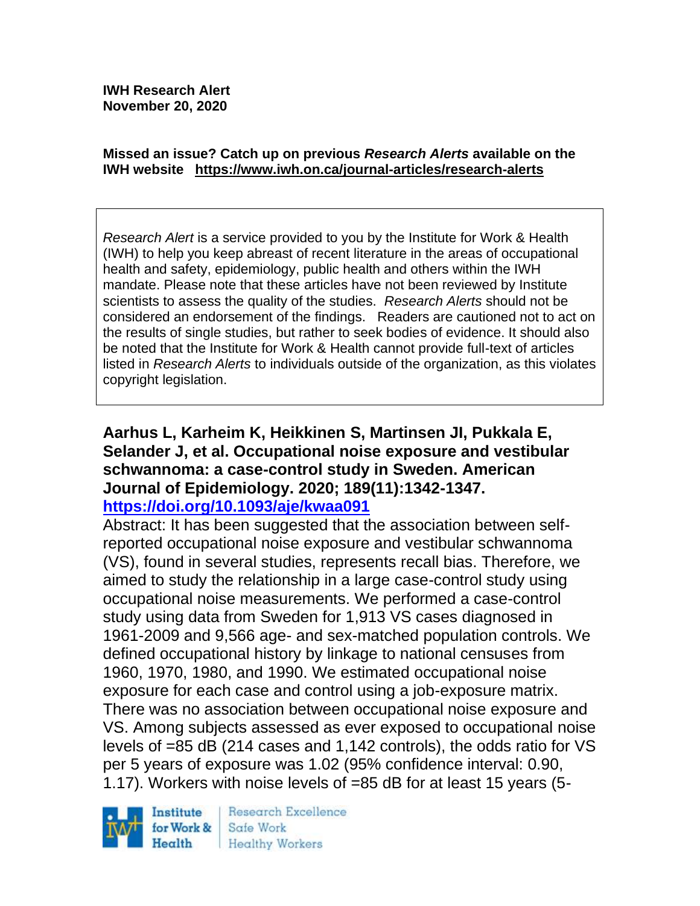**IWH Research Alert**
**November 20, 2020**

**Missed an issue? Catch up on previous *Research Alerts* available on the IWH website https://www.iwh.on.ca/journal-articles/research-alerts**

*Research Alert* is a service provided to you by the Institute for Work & Health (IWH) to help you keep abreast of recent literature in the areas of occupational health and safety, epidemiology, public health and others within the IWH mandate. Please note that these articles have not been reviewed by Institute scientists to assess the quality of the studies. *Research Alerts* should not be considered an endorsement of the findings. Readers are cautioned not to act on the results of single studies, but rather to seek bodies of evidence. It should also be noted that the Institute for Work & Health cannot provide full-text of articles listed in *Research Alerts* to individuals outside of the organization, as this violates copyright legislation.

**Aarhus L, Karheim K, Heikkinen S, Martinsen JI, Pukkala E, Selander J, et al. Occupational noise exposure and vestibular schwannoma: a case-control study in Sweden. American Journal of Epidemiology. 2020; 189(11):1342-1347.**
**https://doi.org/10.1093/aje/kwaa091**

Abstract: It has been suggested that the association between self-reported occupational noise exposure and vestibular schwannoma (VS), found in several studies, represents recall bias. Therefore, we aimed to study the relationship in a large case-control study using occupational noise measurements. We performed a case-control study using data from Sweden for 1,913 VS cases diagnosed in 1961-2009 and 9,566 age- and sex-matched population controls. We defined occupational history by linkage to national censuses from 1960, 1970, 1980, and 1990. We estimated occupational noise exposure for each case and control using a job-exposure matrix. There was no association between occupational noise exposure and VS. Among subjects assessed as ever exposed to occupational noise levels of =85 dB (214 cases and 1,142 controls), the odds ratio for VS per 5 years of exposure was 1.02 (95% confidence interval: 0.90, 1.17). Workers with noise levels of =85 dB for at least 15 years (5-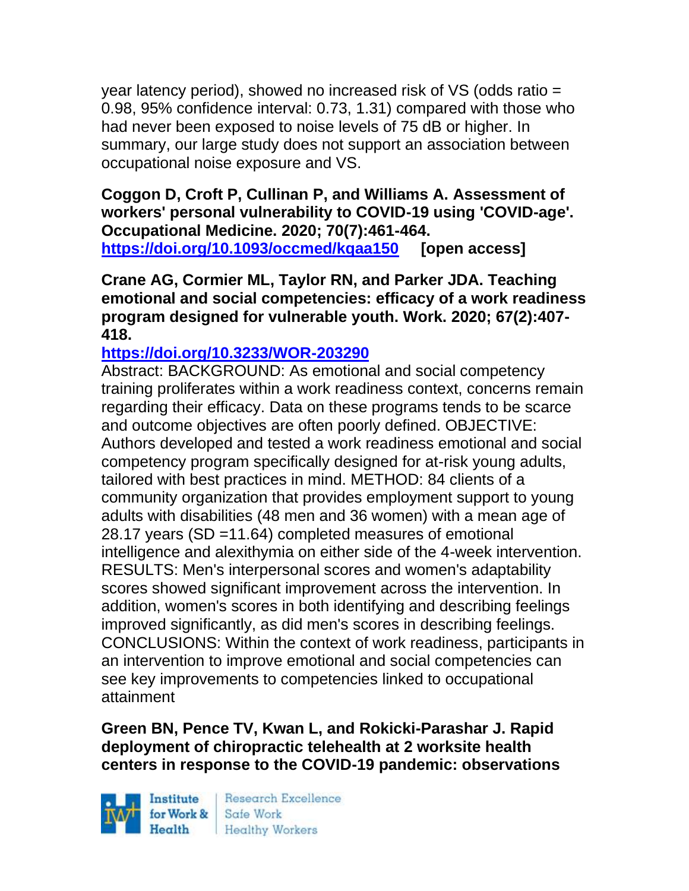year latency period), showed no increased risk of VS (odds ratio = 0.98, 95% confidence interval: 0.73, 1.31) compared with those who had never been exposed to noise levels of 75 dB or higher. In summary, our large study does not support an association between occupational noise exposure and VS.

**Coggon D, Croft P, Cullinan P, and Williams A. Assessment of workers' personal vulnerability to COVID-19 using 'COVID-age'. Occupational Medicine. 2020; 70(7):461-464.**
**https://doi.org/10.1093/occmed/kqaa150 [open access]**

**Crane AG, Cormier ML, Taylor RN, and Parker JDA. Teaching emotional and social competencies: efficacy of a work readiness program designed for vulnerable youth. Work. 2020; 67(2):407-418.**
**https://doi.org/10.3233/WOR-203290**
Abstract: BACKGROUND: As emotional and social competency training proliferates within a work readiness context, concerns remain regarding their efficacy. Data on these programs tends to be scarce and outcome objectives are often poorly defined. OBJECTIVE: Authors developed and tested a work readiness emotional and social competency program specifically designed for at-risk young adults, tailored with best practices in mind. METHOD: 84 clients of a community organization that provides employment support to young adults with disabilities (48 men and 36 women) with a mean age of 28.17 years (SD =11.64) completed measures of emotional intelligence and alexithymia on either side of the 4-week intervention. RESULTS: Men's interpersonal scores and women's adaptability scores showed significant improvement across the intervention. In addition, women's scores in both identifying and describing feelings improved significantly, as did men's scores in describing feelings. CONCLUSIONS: Within the context of work readiness, participants in an intervention to improve emotional and social competencies can see key improvements to competencies linked to occupational attainment

**Green BN, Pence TV, Kwan L, and Rokicki-Parashar J. Rapid deployment of chiropractic telehealth at 2 worksite health centers in response to the COVID-19 pandemic: observations**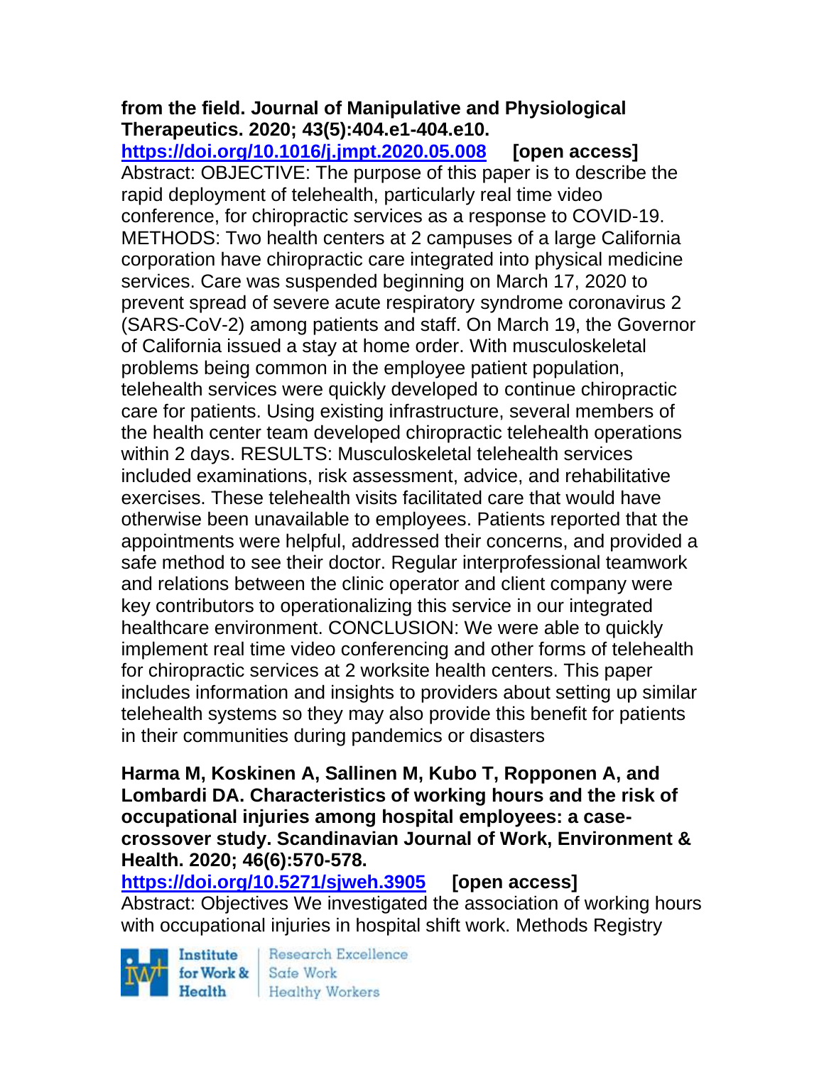**from the field. Journal of Manipulative and Physiological Therapeutics. 2020; 43(5):404.e1-404.e10.**

**https://doi.org/10.1016/j.jmpt.2020.05.008 [open access]**

Abstract: OBJECTIVE: The purpose of this paper is to describe the rapid deployment of telehealth, particularly real time video conference, for chiropractic services as a response to COVID-19. METHODS: Two health centers at 2 campuses of a large California corporation have chiropractic care integrated into physical medicine services. Care was suspended beginning on March 17, 2020 to prevent spread of severe acute respiratory syndrome coronavirus 2 (SARS-CoV-2) among patients and staff. On March 19, the Governor of California issued a stay at home order. With musculoskeletal problems being common in the employee patient population, telehealth services were quickly developed to continue chiropractic care for patients. Using existing infrastructure, several members of the health center team developed chiropractic telehealth operations within 2 days. RESULTS: Musculoskeletal telehealth services included examinations, risk assessment, advice, and rehabilitative exercises. These telehealth visits facilitated care that would have otherwise been unavailable to employees. Patients reported that the appointments were helpful, addressed their concerns, and provided a safe method to see their doctor. Regular interprofessional teamwork and relations between the clinic operator and client company were key contributors to operationalizing this service in our integrated healthcare environment. CONCLUSION: We were able to quickly implement real time video conferencing and other forms of telehealth for chiropractic services at 2 worksite health centers. This paper includes information and insights to providers about setting up similar telehealth systems so they may also provide this benefit for patients in their communities during pandemics or disasters

**Harma M, Koskinen A, Sallinen M, Kubo T, Ropponen A, and Lombardi DA. Characteristics of working hours and the risk of occupational injuries among hospital employees: a case-crossover study. Scandinavian Journal of Work, Environment & Health. 2020; 46(6):570-578.**

**https://doi.org/10.5271/sjweh.3905 [open access]**

Abstract: Objectives We investigated the association of working hours with occupational injuries in hospital shift work. Methods Registry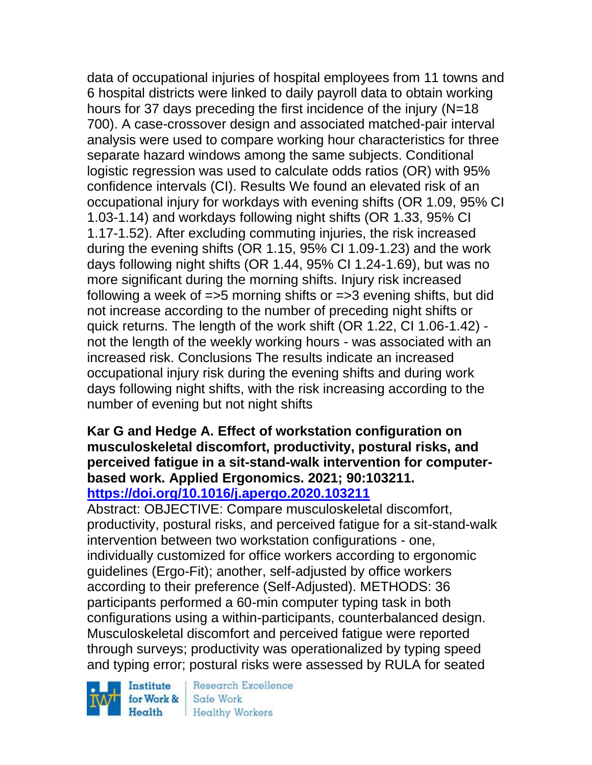data of occupational injuries of hospital employees from 11 towns and 6 hospital districts were linked to daily payroll data to obtain working hours for 37 days preceding the first incidence of the injury (N=18 700). A case-crossover design and associated matched-pair interval analysis were used to compare working hour characteristics for three separate hazard windows among the same subjects. Conditional logistic regression was used to calculate odds ratios (OR) with 95% confidence intervals (CI). Results We found an elevated risk of an occupational injury for workdays with evening shifts (OR 1.09, 95% CI 1.03-1.14) and workdays following night shifts (OR 1.33, 95% CI 1.17-1.52). After excluding commuting injuries, the risk increased during the evening shifts (OR 1.15, 95% CI 1.09-1.23) and the work days following night shifts (OR 1.44, 95% CI 1.24-1.69), but was no more significant during the morning shifts. Injury risk increased following a week of =>5 morning shifts or =>3 evening shifts, but did not increase according to the number of preceding night shifts or quick returns. The length of the work shift (OR 1.22, CI 1.06-1.42) - not the length of the weekly working hours - was associated with an increased risk. Conclusions The results indicate an increased occupational injury risk during the evening shifts and during work days following night shifts, with the risk increasing according to the number of evening but not night shifts

**Kar G and Hedge A. Effect of workstation configuration on musculoskeletal discomfort, productivity, postural risks, and perceived fatigue in a sit-stand-walk intervention for computer-based work. Applied Ergonomics. 2021; 90:103211.**
**https://doi.org/10.1016/j.apergo.2020.103211**

Abstract: OBJECTIVE: Compare musculoskeletal discomfort, productivity, postural risks, and perceived fatigue for a sit-stand-walk intervention between two workstation configurations - one, individually customized for office workers according to ergonomic guidelines (Ergo-Fit); another, self-adjusted by office workers according to their preference (Self-Adjusted). METHODS: 36 participants performed a 60-min computer typing task in both configurations using a within-participants, counterbalanced design. Musculoskeletal discomfort and perceived fatigue were reported through surveys; productivity was operationalized by typing speed and typing error; postural risks were assessed by RULA for seated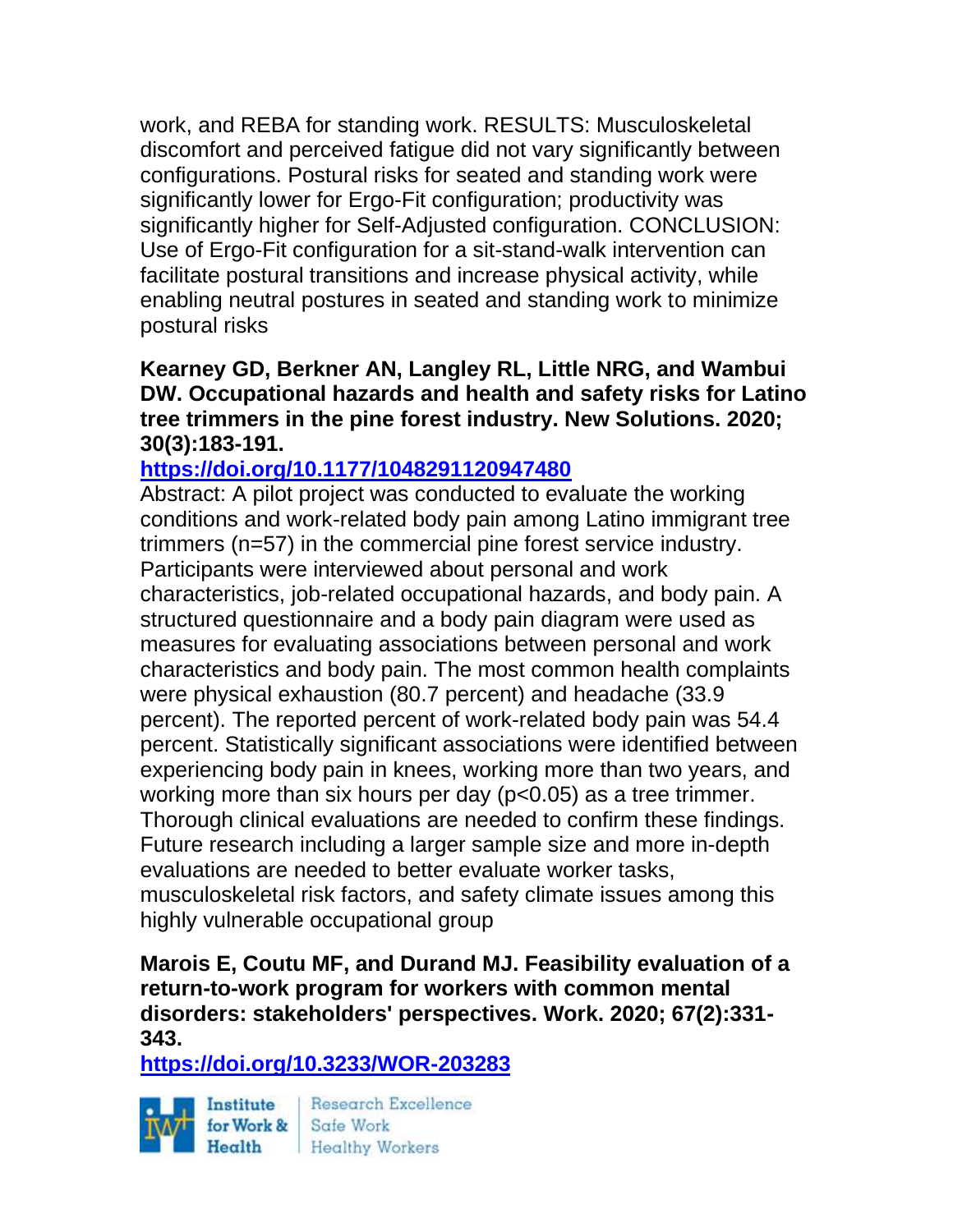work, and REBA for standing work. RESULTS: Musculoskeletal discomfort and perceived fatigue did not vary significantly between configurations. Postural risks for seated and standing work were significantly lower for Ergo-Fit configuration; productivity was significantly higher for Self-Adjusted configuration. CONCLUSION: Use of Ergo-Fit configuration for a sit-stand-walk intervention can facilitate postural transitions and increase physical activity, while enabling neutral postures in seated and standing work to minimize postural risks

**Kearney GD, Berkner AN, Langley RL, Little NRG, and Wambui DW. Occupational hazards and health and safety risks for Latino tree trimmers in the pine forest industry. New Solutions. 2020; 30(3):183-191.**

**https://doi.org/10.1177/1048291120947480**

Abstract: A pilot project was conducted to evaluate the working conditions and work-related body pain among Latino immigrant tree trimmers (n=57) in the commercial pine forest service industry. Participants were interviewed about personal and work characteristics, job-related occupational hazards, and body pain. A structured questionnaire and a body pain diagram were used as measures for evaluating associations between personal and work characteristics and body pain. The most common health complaints were physical exhaustion (80.7 percent) and headache (33.9 percent). The reported percent of work-related body pain was 54.4 percent. Statistically significant associations were identified between experiencing body pain in knees, working more than two years, and working more than six hours per day ($p<0.05$) as a tree trimmer. Thorough clinical evaluations are needed to confirm these findings. Future research including a larger sample size and more in-depth evaluations are needed to better evaluate worker tasks, musculoskeletal risk factors, and safety climate issues among this highly vulnerable occupational group

**Marois E, Coutu MF, and Durand MJ. Feasibility evaluation of a return-to-work program for workers with common mental disorders: stakeholders' perspectives. Work. 2020; 67(2):331-343.**

**https://doi.org/10.3233/WOR-203283**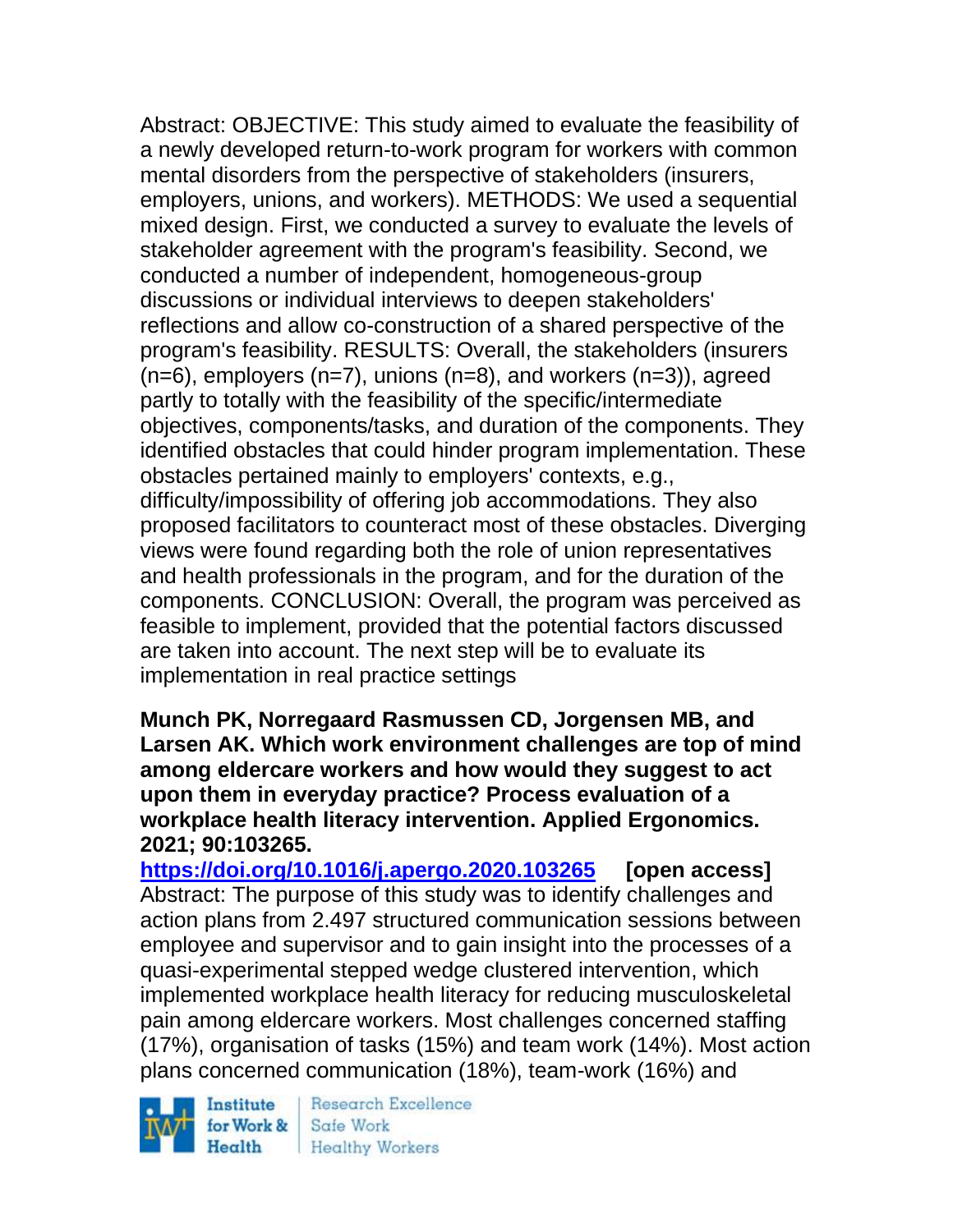Abstract: OBJECTIVE: This study aimed to evaluate the feasibility of a newly developed return-to-work program for workers with common mental disorders from the perspective of stakeholders (insurers, employers, unions, and workers). METHODS: We used a sequential mixed design. First, we conducted a survey to evaluate the levels of stakeholder agreement with the program's feasibility. Second, we conducted a number of independent, homogeneous-group discussions or individual interviews to deepen stakeholders' reflections and allow co-construction of a shared perspective of the program's feasibility. RESULTS: Overall, the stakeholders (insurers (n=6), employers (n=7), unions (n=8), and workers (n=3)), agreed partly to totally with the feasibility of the specific/intermediate objectives, components/tasks, and duration of the components. They identified obstacles that could hinder program implementation. These obstacles pertained mainly to employers' contexts, e.g., difficulty/impossibility of offering job accommodations. They also proposed facilitators to counteract most of these obstacles. Diverging views were found regarding both the role of union representatives and health professionals in the program, and for the duration of the components. CONCLUSION: Overall, the program was perceived as feasible to implement, provided that the potential factors discussed are taken into account. The next step will be to evaluate its implementation in real practice settings

**Munch PK, Norregaard Rasmussen CD, Jorgensen MB, and Larsen AK. Which work environment challenges are top of mind among eldercare workers and how would they suggest to act upon them in everyday practice? Process evaluation of a workplace health literacy intervention. Applied Ergonomics. 2021; 90:103265.**

**https://doi.org/10.1016/j.apergo.2020.103265 [open access]**

Abstract: The purpose of this study was to identify challenges and action plans from 2.497 structured communication sessions between employee and supervisor and to gain insight into the processes of a quasi-experimental stepped wedge clustered intervention, which implemented workplace health literacy for reducing musculoskeletal pain among eldercare workers. Most challenges concerned staffing (17%), organisation of tasks (15%) and team work (14%). Most action plans concerned communication (18%), team-work (16%) and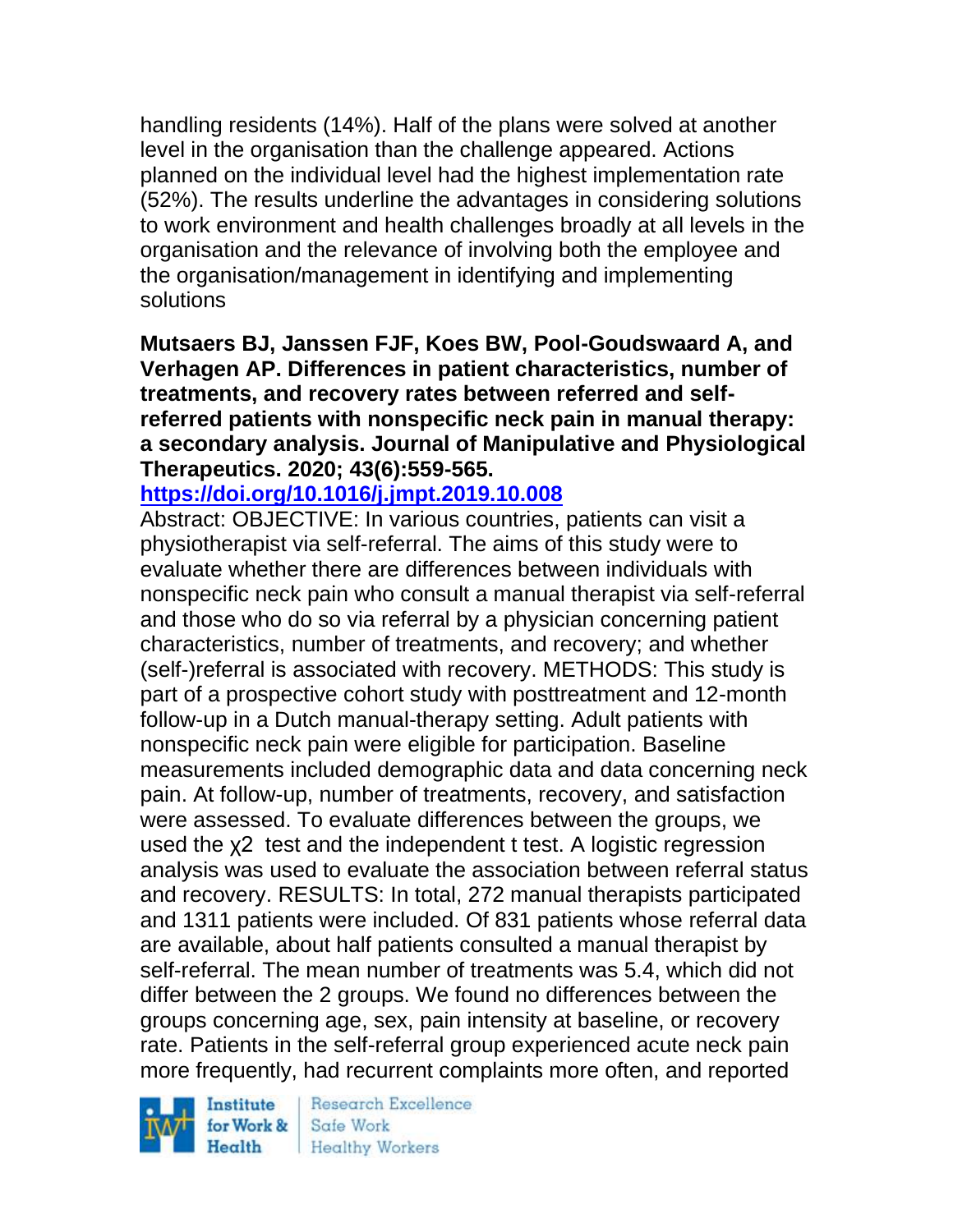handling residents (14%). Half of the plans were solved at another level in the organisation than the challenge appeared. Actions planned on the individual level had the highest implementation rate (52%). The results underline the advantages in considering solutions to work environment and health challenges broadly at all levels in the organisation and the relevance of involving both the employee and the organisation/management in identifying and implementing solutions

**Mutsaers BJ, Janssen FJF, Koes BW, Pool-Goudswaard A, and Verhagen AP. Differences in patient characteristics, number of treatments, and recovery rates between referred and self-referred patients with nonspecific neck pain in manual therapy: a secondary analysis. Journal of Manipulative and Physiological Therapeutics. 2020; 43(6):559-565.**

**https://doi.org/10.1016/j.jmpt.2019.10.008**

Abstract: OBJECTIVE: In various countries, patients can visit a physiotherapist via self-referral. The aims of this study were to evaluate whether there are differences between individuals with nonspecific neck pain who consult a manual therapist via self-referral and those who do so via referral by a physician concerning patient characteristics, number of treatments, and recovery; and whether (self-)referral is associated with recovery. METHODS: This study is part of a prospective cohort study with posttreatment and 12-month follow-up in a Dutch manual-therapy setting. Adult patients with nonspecific neck pain were eligible for participation. Baseline measurements included demographic data and data concerning neck pain. At follow-up, number of treatments, recovery, and satisfaction were assessed. To evaluate differences between the groups, we used the $\chi^2$ test and the independent t test. A logistic regression analysis was used to evaluate the association between referral status and recovery. RESULTS: In total, 272 manual therapists participated and 1311 patients were included. Of 831 patients whose referral data are available, about half patients consulted a manual therapist by self-referral. The mean number of treatments was 5.4, which did not differ between the 2 groups. We found no differences between the groups concerning age, sex, pain intensity at baseline, or recovery rate. Patients in the self-referral group experienced acute neck pain more frequently, had recurrent complaints more often, and reported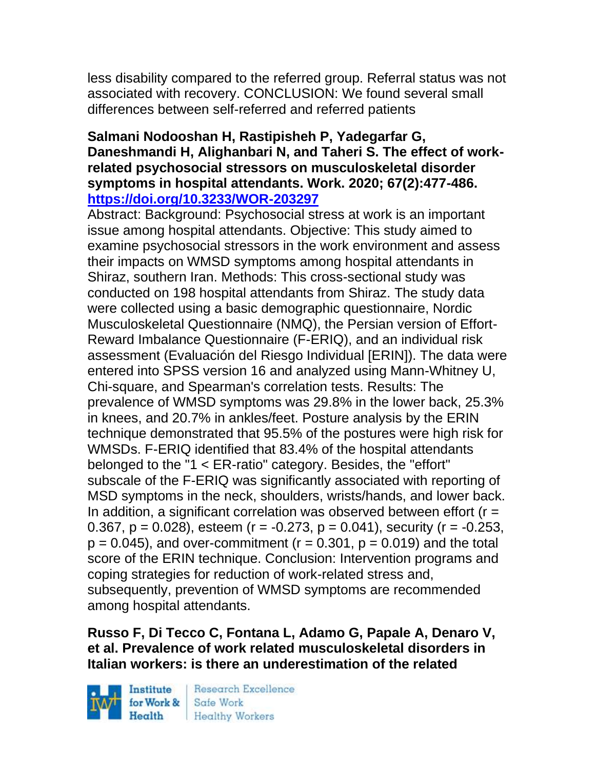less disability compared to the referred group. Referral status was not associated with recovery. CONCLUSION: We found several small differences between self-referred and referred patients

**Salmani Nodooshan H, Rastipisheh P, Yadegarfar G, Daneshmandi H, Alighanbari N, and Taheri S. The effect of work-related psychosocial stressors on musculoskeletal disorder symptoms in hospital attendants. Work. 2020; 67(2):477-486. https://doi.org/10.3233/WOR-203297**

Abstract: Background: Psychosocial stress at work is an important issue among hospital attendants. Objective: This study aimed to examine psychosocial stressors in the work environment and assess their impacts on WMSD symptoms among hospital attendants in Shiraz, southern Iran. Methods: This cross-sectional study was conducted on 198 hospital attendants from Shiraz. The study data were collected using a basic demographic questionnaire, Nordic Musculoskeletal Questionnaire (NMQ), the Persian version of Effort-Reward Imbalance Questionnaire (F-ERIQ), and an individual risk assessment (Evaluación del Riesgo Individual [ERIN]). The data were entered into SPSS version 16 and analyzed using Mann-Whitney U, Chi-square, and Spearman's correlation tests. Results: The prevalence of WMSD symptoms was 29.8% in the lower back, 25.3% in knees, and 20.7% in ankles/feet. Posture analysis by the ERIN technique demonstrated that 95.5% of the postures were high risk for WMSDs. F-ERIQ identified that 83.4% of the hospital attendants belonged to the "1 < ER-ratio" category. Besides, the "effort" subscale of the F-ERIQ was significantly associated with reporting of MSD symptoms in the neck, shoulders, wrists/hands, and lower back. In addition, a significant correlation was observed between effort ($r = 0.367$, $p = 0.028$), esteem ($r = -0.273$, $p = 0.041$), security ($r = -0.253$, $p = 0.045$), and over-commitment ($r = 0.301$, $p = 0.019$) and the total score of the ERIN technique. Conclusion: Intervention programs and coping strategies for reduction of work-related stress and, subsequently, prevention of WMSD symptoms are recommended among hospital attendants.

**Russo F, Di Tecco C, Fontana L, Adamo G, Papale A, Denaro V, et al. Prevalence of work related musculoskeletal disorders in Italian workers: is there an underestimation of the related**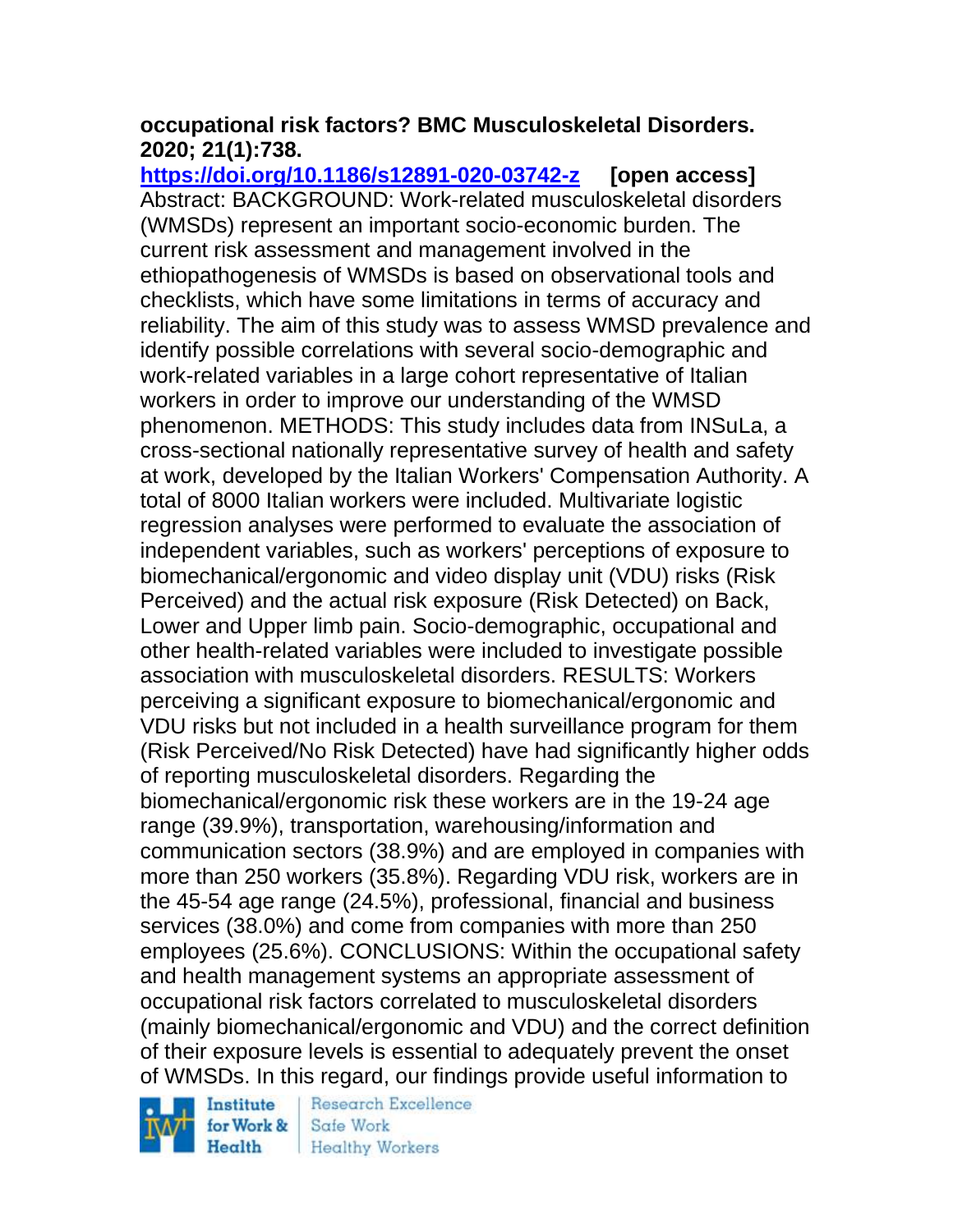**occupational risk factors? BMC Musculoskeletal Disorders. 2020; 21(1):738.**

**https://doi.org/10.1186/s12891-020-03742-z** **[open access]**

Abstract: BACKGROUND: Work-related musculoskeletal disorders (WMSDs) represent an important socio-economic burden. The current risk assessment and management involved in the ethiopathogenesis of WMSDs is based on observational tools and checklists, which have some limitations in terms of accuracy and reliability. The aim of this study was to assess WMSD prevalence and identify possible correlations with several socio-demographic and work-related variables in a large cohort representative of Italian workers in order to improve our understanding of the WMSD phenomenon. METHODS: This study includes data from INSuLa, a cross-sectional nationally representative survey of health and safety at work, developed by the Italian Workers' Compensation Authority. A total of 8000 Italian workers were included. Multivariate logistic regression analyses were performed to evaluate the association of independent variables, such as workers' perceptions of exposure to biomechanical/ergonomic and video display unit (VDU) risks (Risk Perceived) and the actual risk exposure (Risk Detected) on Back, Lower and Upper limb pain. Socio-demographic, occupational and other health-related variables were included to investigate possible association with musculoskeletal disorders. RESULTS: Workers perceiving a significant exposure to biomechanical/ergonomic and VDU risks but not included in a health surveillance program for them (Risk Perceived/No Risk Detected) have had significantly higher odds of reporting musculoskeletal disorders. Regarding the biomechanical/ergonomic risk these workers are in the 19-24 age range (39.9%), transportation, warehousing/information and communication sectors (38.9%) and are employed in companies with more than 250 workers (35.8%). Regarding VDU risk, workers are in the 45-54 age range (24.5%), professional, financial and business services (38.0%) and come from companies with more than 250 employees (25.6%). CONCLUSIONS: Within the occupational safety and health management systems an appropriate assessment of occupational risk factors correlated to musculoskeletal disorders (mainly biomechanical/ergonomic and VDU) and the correct definition of their exposure levels is essential to adequately prevent the onset of WMSDs. In this regard, our findings provide useful information to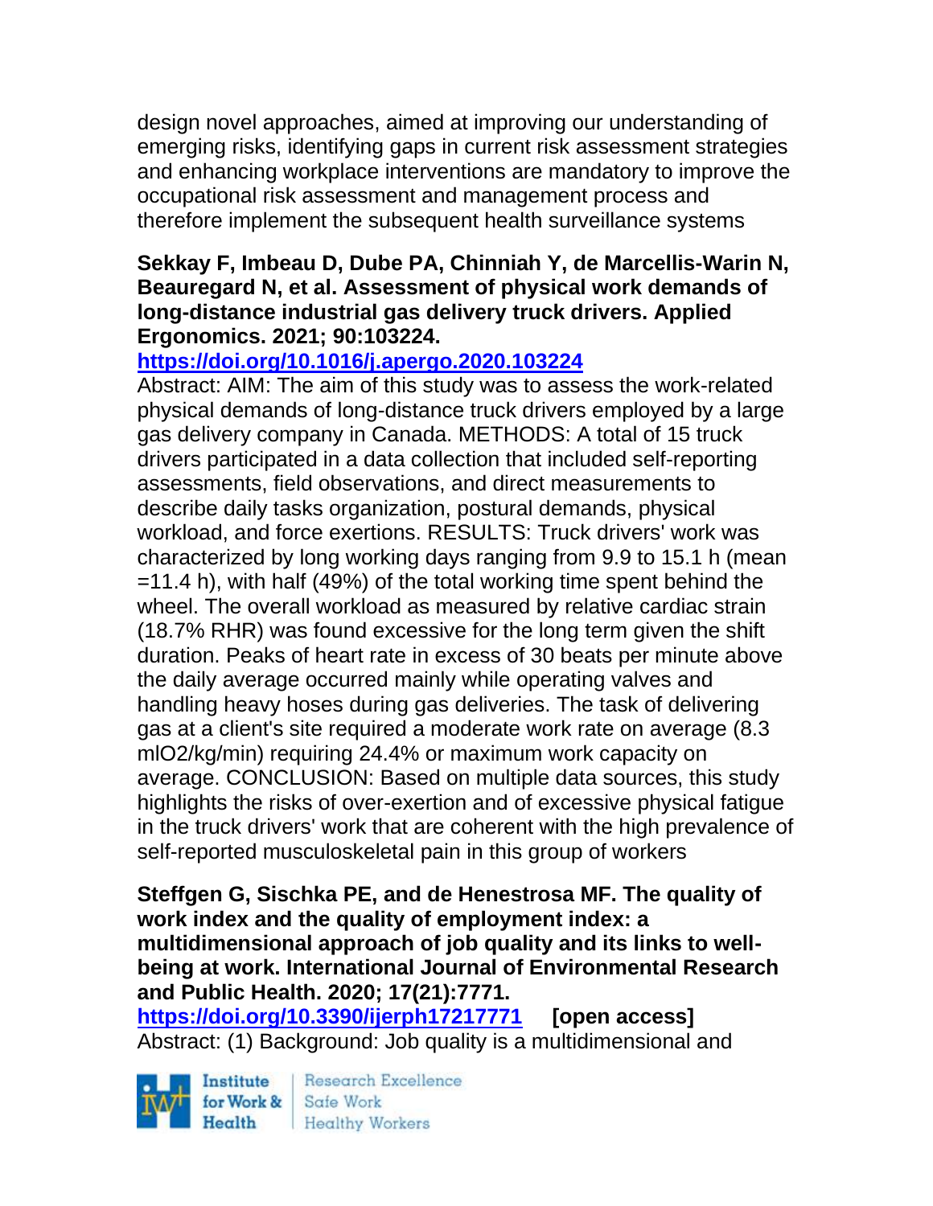design novel approaches, aimed at improving our understanding of emerging risks, identifying gaps in current risk assessment strategies and enhancing workplace interventions are mandatory to improve the occupational risk assessment and management process and therefore implement the subsequent health surveillance systems

**Sekkay F, Imbeau D, Dube PA, Chinniah Y, de Marcellis-Warin N, Beauregard N, et al. Assessment of physical work demands of long-distance industrial gas delivery truck drivers. Applied Ergonomics. 2021; 90:103224.**

**https://doi.org/10.1016/j.apergo.2020.103224**

Abstract: AIM: The aim of this study was to assess the work-related physical demands of long-distance truck drivers employed by a large gas delivery company in Canada. METHODS: A total of 15 truck drivers participated in a data collection that included self-reporting assessments, field observations, and direct measurements to describe daily tasks organization, postural demands, physical workload, and force exertions. RESULTS: Truck drivers' work was characterized by long working days ranging from 9.9 to 15.1 h (mean =11.4 h), with half (49%) of the total working time spent behind the wheel. The overall workload as measured by relative cardiac strain (18.7% RHR) was found excessive for the long term given the shift duration. Peaks of heart rate in excess of 30 beats per minute above the daily average occurred mainly while operating valves and handling heavy hoses during gas deliveries. The task of delivering gas at a client's site required a moderate work rate on average (8.3 mlO2/kg/min) requiring 24.4% or maximum work capacity on average. CONCLUSION: Based on multiple data sources, this study highlights the risks of over-exertion and of excessive physical fatigue in the truck drivers' work that are coherent with the high prevalence of self-reported musculoskeletal pain in this group of workers

**Steffgen G, Sischka PE, and de Henestrosa MF. The quality of work index and the quality of employment index: a multidimensional approach of job quality and its links to well-being at work. International Journal of Environmental Research and Public Health. 2020; 17(21):7771.**

**https://doi.org/10.3390/ijerph17217771 [open access]**

Abstract: (1) Background: Job quality is a multidimensional and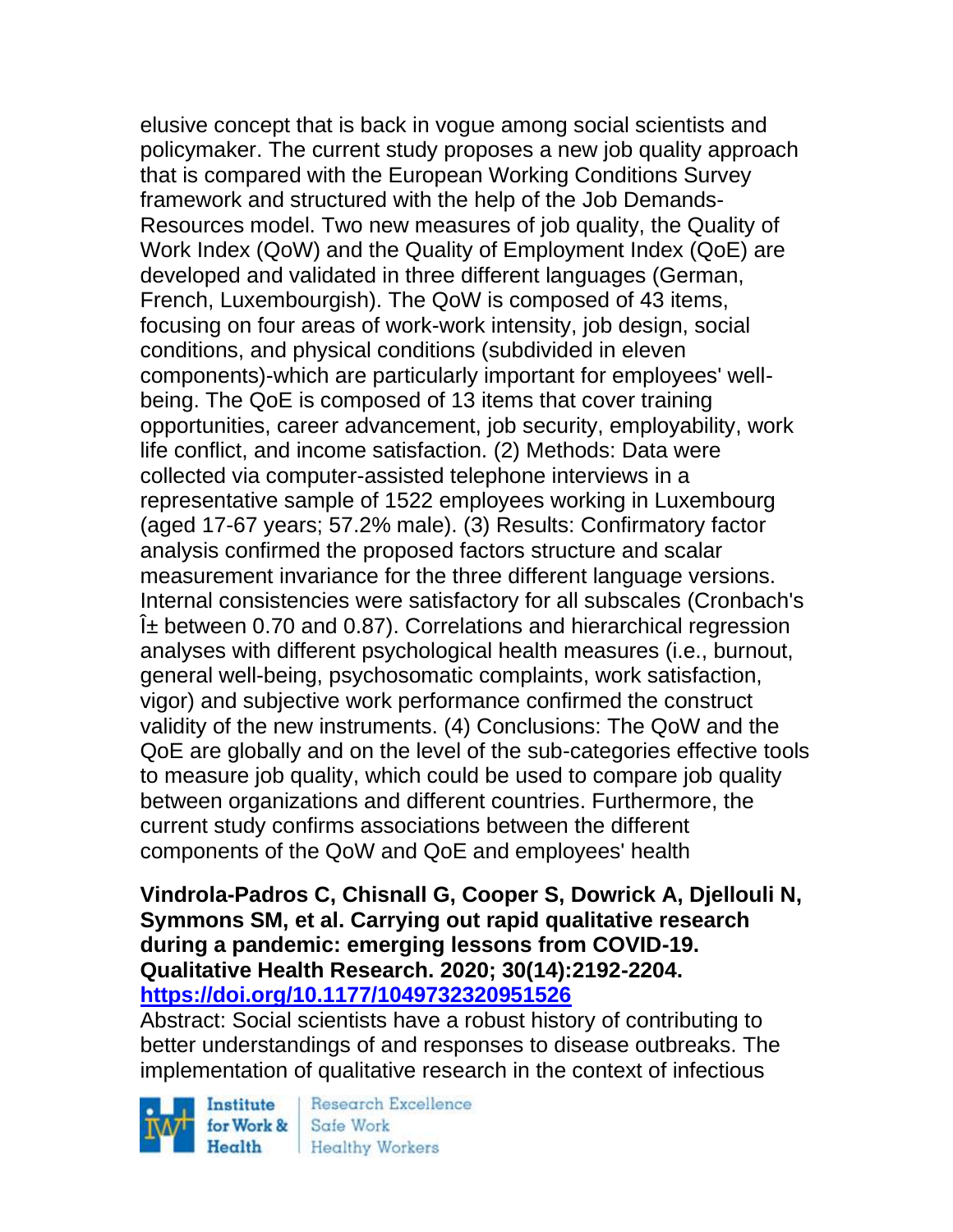elusive concept that is back in vogue among social scientists and policymaker. The current study proposes a new job quality approach that is compared with the European Working Conditions Survey framework and structured with the help of the Job Demands-Resources model. Two new measures of job quality, the Quality of Work Index (QoW) and the Quality of Employment Index (QoE) are developed and validated in three different languages (German, French, Luxembourgish). The QoW is composed of 43 items, focusing on four areas of work-work intensity, job design, social conditions, and physical conditions (subdivided in eleven components)-which are particularly important for employees' well-being. The QoE is composed of 13 items that cover training opportunities, career advancement, job security, employability, work life conflict, and income satisfaction. (2) Methods: Data were collected via computer-assisted telephone interviews in a representative sample of 1522 employees working in Luxembourg (aged 17-67 years; 57.2% male). (3) Results: Confirmatory factor analysis confirmed the proposed factors structure and scalar measurement invariance for the three different language versions. Internal consistencies were satisfactory for all subscales (Cronbach's Î± between 0.70 and 0.87). Correlations and hierarchical regression analyses with different psychological health measures (i.e., burnout, general well-being, psychosomatic complaints, work satisfaction, vigor) and subjective work performance confirmed the construct validity of the new instruments. (4) Conclusions: The QoW and the QoE are globally and on the level of the sub-categories effective tools to measure job quality, which could be used to compare job quality between organizations and different countries. Furthermore, the current study confirms associations between the different components of the QoW and QoE and employees' health

**Vindrola-Padros C, Chisnall G, Cooper S, Dowrick A, Djellouli N, Symmons SM, et al. Carrying out rapid qualitative research during a pandemic: emerging lessons from COVID-19. Qualitative Health Research. 2020; 30(14):2192-2204. https://doi.org/10.1177/1049732320951526**

Abstract: Social scientists have a robust history of contributing to better understandings of and responses to disease outbreaks. The implementation of qualitative research in the context of infectious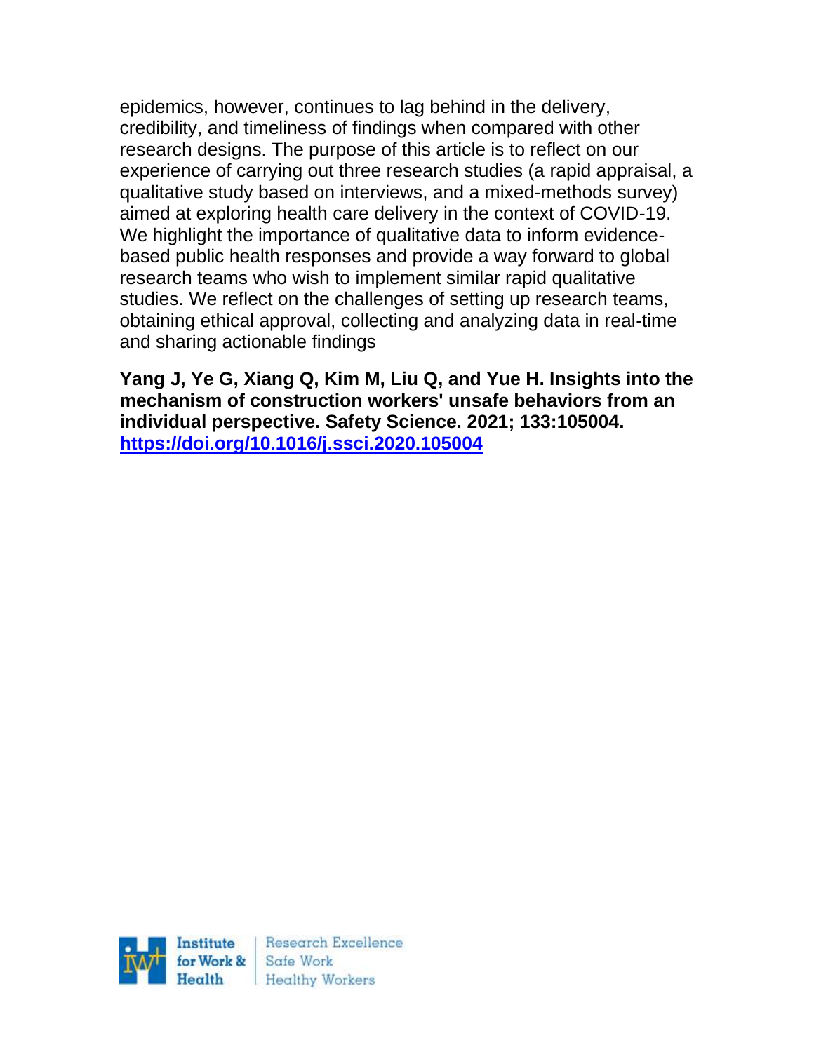epidemics, however, continues to lag behind in the delivery, credibility, and timeliness of findings when compared with other research designs. The purpose of this article is to reflect on our experience of carrying out three research studies (a rapid appraisal, a qualitative study based on interviews, and a mixed-methods survey) aimed at exploring health care delivery in the context of COVID-19. We highlight the importance of qualitative data to inform evidence-based public health responses and provide a way forward to global research teams who wish to implement similar rapid qualitative studies. We reflect on the challenges of setting up research teams, obtaining ethical approval, collecting and analyzing data in real-time and sharing actionable findings

**Yang J, Ye G, Xiang Q, Kim M, Liu Q, and Yue H. Insights into the mechanism of construction workers' unsafe behaviors from an individual perspective. Safety Science. 2021; 133:105004. https://doi.org/10.1016/j.ssci.2020.105004**